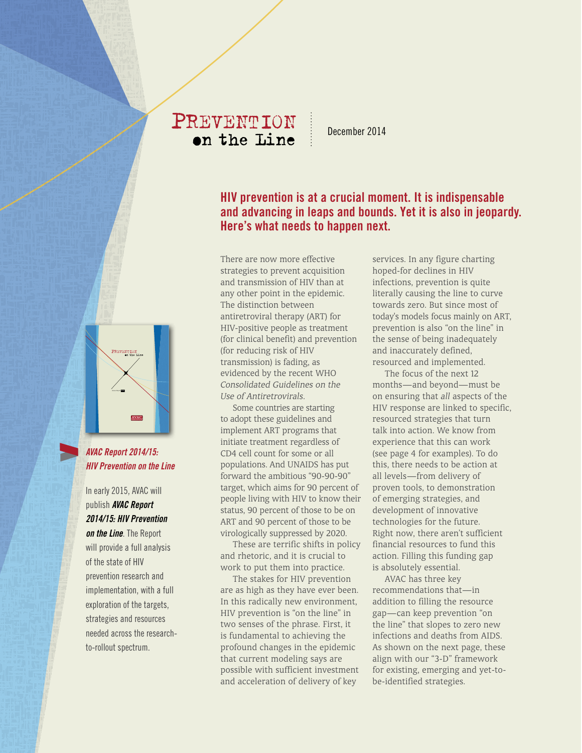# PREVENTION on the Line

December 2014

## HIV prevention is at a crucial moment. It is indispensable and advancing in leaps and bounds. Yet it is also in jeopardy. Here's what needs to happen next.

***AVAC Report 2014/15: HIV Prevention on the Line***

In early 2015, AVAC will publish ***AVAC Report 2014/15: HIV Prevention on the Line***. The Report will provide a full analysis of the state of HIV prevention research and implementation, with a full exploration of the targets, strategies and resources needed across the research-to-rollout spectrum.

There are now more effective strategies to prevent acquisition and transmission of HIV than at any other point in the epidemic. The distinction between antiretroviral therapy (ART) for HIV-positive people as treatment (for clinical benefit) and prevention (for reducing risk of HIV transmission) is fading, as evidenced by the recent WHO *Consolidated Guidelines on the Use of Antiretrovirals*.

Some countries are starting to adopt these guidelines and implement ART programs that initiate treatment regardless of CD4 cell count for some or all populations. And UNAIDS has put forward the ambitious "90-90-90" target, which aims for 90 percent of people living with HIV to know their status, 90 percent of those to be on ART and 90 percent of those to be virologically suppressed by 2020.

These are terrific shifts in policy and rhetoric, and it is crucial to work to put them into practice.

The stakes for HIV prevention are as high as they have ever been. In this radically new environment, HIV prevention is "on the line" in two senses of the phrase. First, it is fundamental to achieving the profound changes in the epidemic that current modeling says are possible with sufficient investment and acceleration of delivery of key services. In any figure charting hoped-for declines in HIV infections, prevention is quite literally causing the line to curve towards zero. But since most of today's models focus mainly on ART, prevention is also "on the line" in the sense of being inadequately and inaccurately defined, resourced and implemented.

The focus of the next 12 months—and beyond—must be on ensuring that *all* aspects of the HIV response are linked to specific, resourced strategies that turn talk into action. We know from experience that this can work (see page 4 for examples). To do this, there needs to be action at all levels—from delivery of proven tools, to demonstration of emerging strategies, and development of innovative technologies for the future. Right now, there aren't sufficient financial resources to fund this action. Filling this funding gap is absolutely essential.

AVAC has three key recommendations that—in addition to filling the resource gap—can keep prevention "on the line" that slopes to zero new infections and deaths from AIDS. As shown on the next page, these align with our "3-D" framework for existing, emerging and yet-to-be-identified strategies.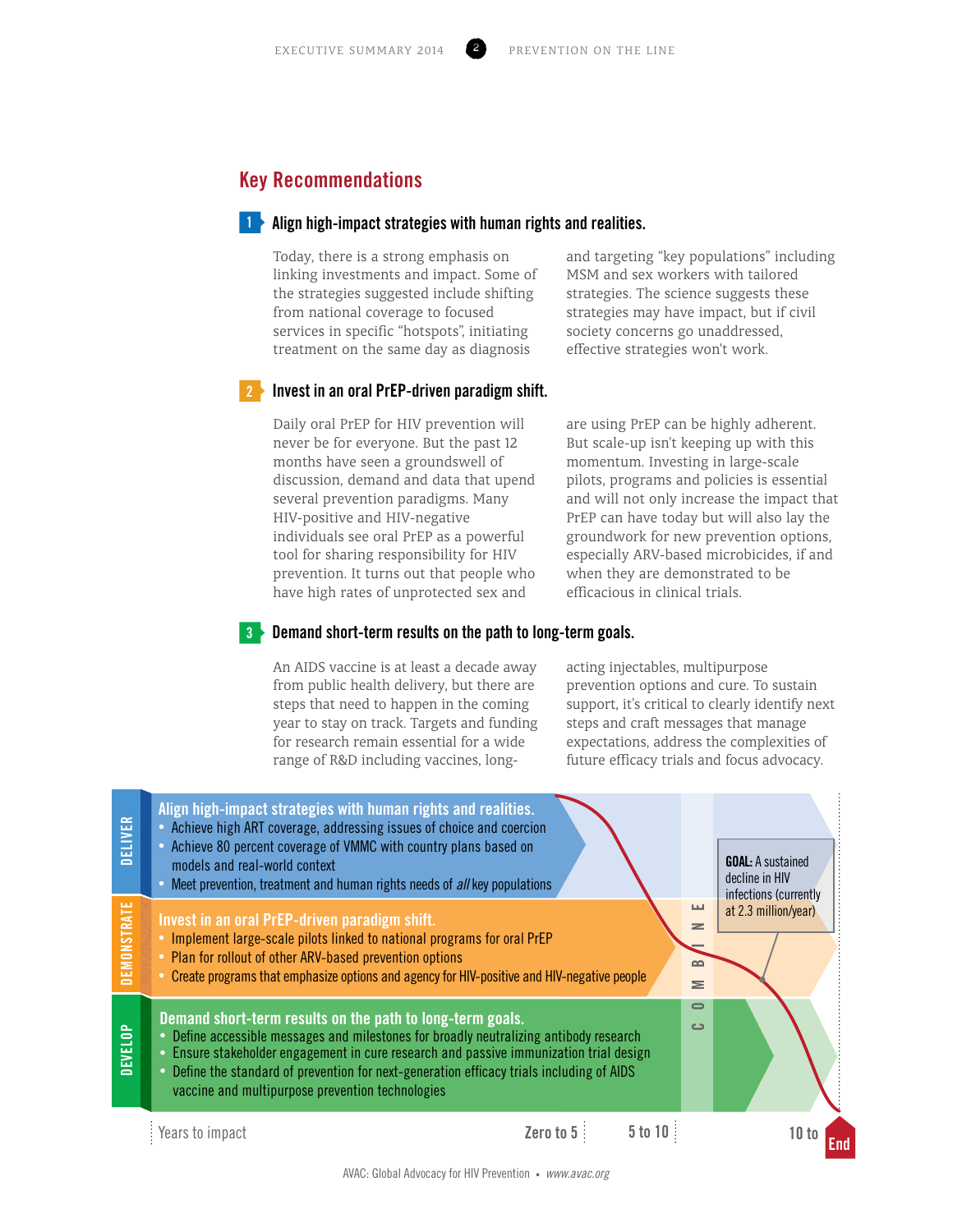## Key Recommendations

### 1 Align high-impact strategies with human rights and realities.

Today, there is a strong emphasis on linking investments and impact. Some of the strategies suggested include shifting from national coverage to focused services in specific "hotspots", initiating treatment on the same day as diagnosis and targeting "key populations" including MSM and sex workers with tailored strategies. The science suggests these strategies may have impact, but if civil society concerns go unaddressed, effective strategies won't work.

### 2 Invest in an oral PrEP-driven paradigm shift.

Daily oral PrEP for HIV prevention will never be for everyone. But the past 12 months have seen a groundswell of discussion, demand and data that upend several prevention paradigms. Many HIV-positive and HIV-negative individuals see oral PrEP as a powerful tool for sharing responsibility for HIV prevention. It turns out that people who have high rates of unprotected sex and are using PrEP can be highly adherent. But scale-up isn't keeping up with this momentum. Investing in large-scale pilots, programs and policies is essential and will not only increase the impact that PrEP can have today but will also lay the groundwork for new prevention options, especially ARV-based microbicides, if and when they are demonstrated to be efficacious in clinical trials.

### 3 Demand short-term results on the path to long-term goals.

An AIDS vaccine is at least a decade away from public health delivery, but there are steps that need to happen in the coming year to stay on track. Targets and funding for research remain essential for a wide range of R&D including vaccines, long-acting injectables, multipurpose prevention options and cure. To sustain support, it's critical to clearly identify next steps and craft messages that manage expectations, address the complexities of future efficacy trials and focus advocacy.

**DELIVER**

**Align high-impact strategies with human rights and realities.**

- Achieve high ART coverage, addressing issues of choice and coercion
- Achieve 80 percent coverage of VMMC with country plans based on models and real-world context
- Meet prevention, treatment and human rights needs of *all* key populations

**DEMONSTRATE**

**Invest in an oral PrEP-driven paradigm shift.**

- Implement large-scale pilots linked to national programs for oral PrEP
- Plan for rollout of other ARV-based prevention options
- Create programs that emphasize options and agency for HIV-positive and HIV-negative people

**DEVELOP**

**Demand short-term results on the path to long-term goals.**

- Define accessible messages and milestones for broadly neutralizing antibody research
- Ensure stakeholder engagement in cure research and passive immunization trial design
- Define the standard of prevention for next-generation efficacy trials including of AIDS vaccine and multipurpose prevention technologies

COMBINE

**GOAL:** A sustained decline in HIV infections (currently at 2.3 million/year)

Years to impact: Zero to 5 | 5 to 10 | 10 to End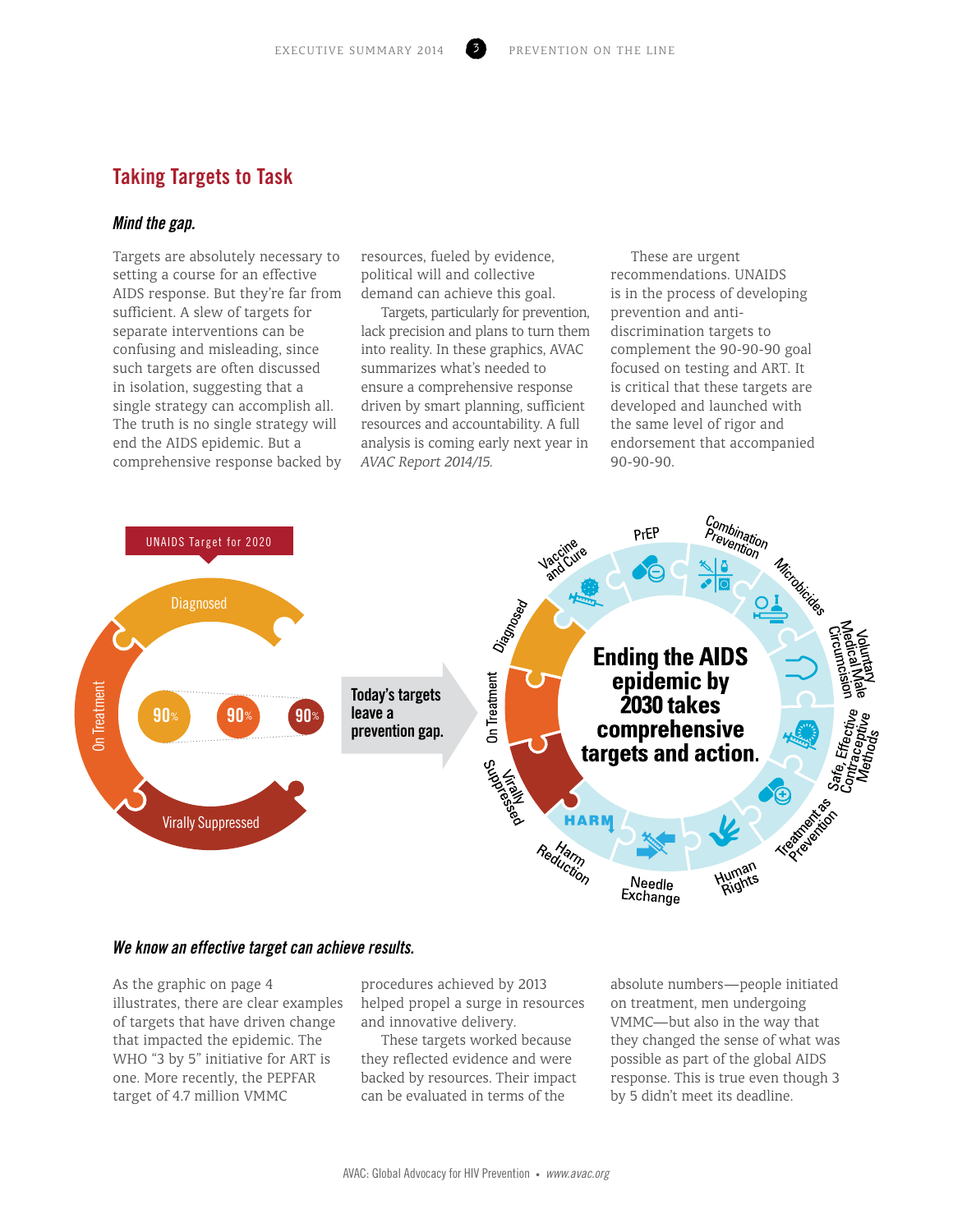## Taking Targets to Task

### *Mind the gap.*

Targets are absolutely necessary to setting a course for an effective AIDS response. But they're far from sufficient. A slew of targets for separate interventions can be confusing and misleading, since such targets are often discussed in isolation, suggesting that a single strategy can accomplish all. The truth is no single strategy will end the AIDS epidemic. But a comprehensive response backed by resources, fueled by evidence, political will and collective demand can achieve this goal.

Targets, particularly for prevention, lack precision and plans to turn them into reality. In these graphics, AVAC summarizes what's needed to ensure a comprehensive response driven by smart planning, sufficient resources and accountability. A full analysis is coming early next year in *AVAC Report 2014/15.*

These are urgent recommendations. UNAIDS is in the process of developing prevention and anti-discrimination targets to complement the 90-90-90 goal focused on testing and ART. It is critical that these targets are developed and launched with the same level of rigor and endorsement that accompanied 90-90-90.

UNAIDS Target for 2020

Diagnosed 90% · On Treatment 90% · Virally Suppressed 90%

**Today's targets leave a prevention gap.**

**Ending the AIDS epidemic by 2030 takes comprehensive targets and action.**

Diagnosed · On Treatment · Virally Suppressed · Harm Reduction · Needle Exchange · Human Rights · Treatment as Prevention · Safe, Effective Contraceptive Methods · Voluntary Medical Male Circumcision · Microbicides · Combination Prevention · PrEP · Vaccine and Cure

### *We know an effective target can achieve results.*

As the graphic on page 4 illustrates, there are clear examples of targets that have driven change that impacted the epidemic. The WHO "3 by 5" initiative for ART is one. More recently, the PEPFAR target of 4.7 million VMMC procedures achieved by 2013 helped propel a surge in resources and innovative delivery.

These targets worked because they reflected evidence and were backed by resources. Their impact can be evaluated in terms of the absolute numbers—people initiated on treatment, men undergoing VMMC—but also in the way that they changed the sense of what was possible as part of the global AIDS response. This is true even though 3 by 5 didn't meet its deadline.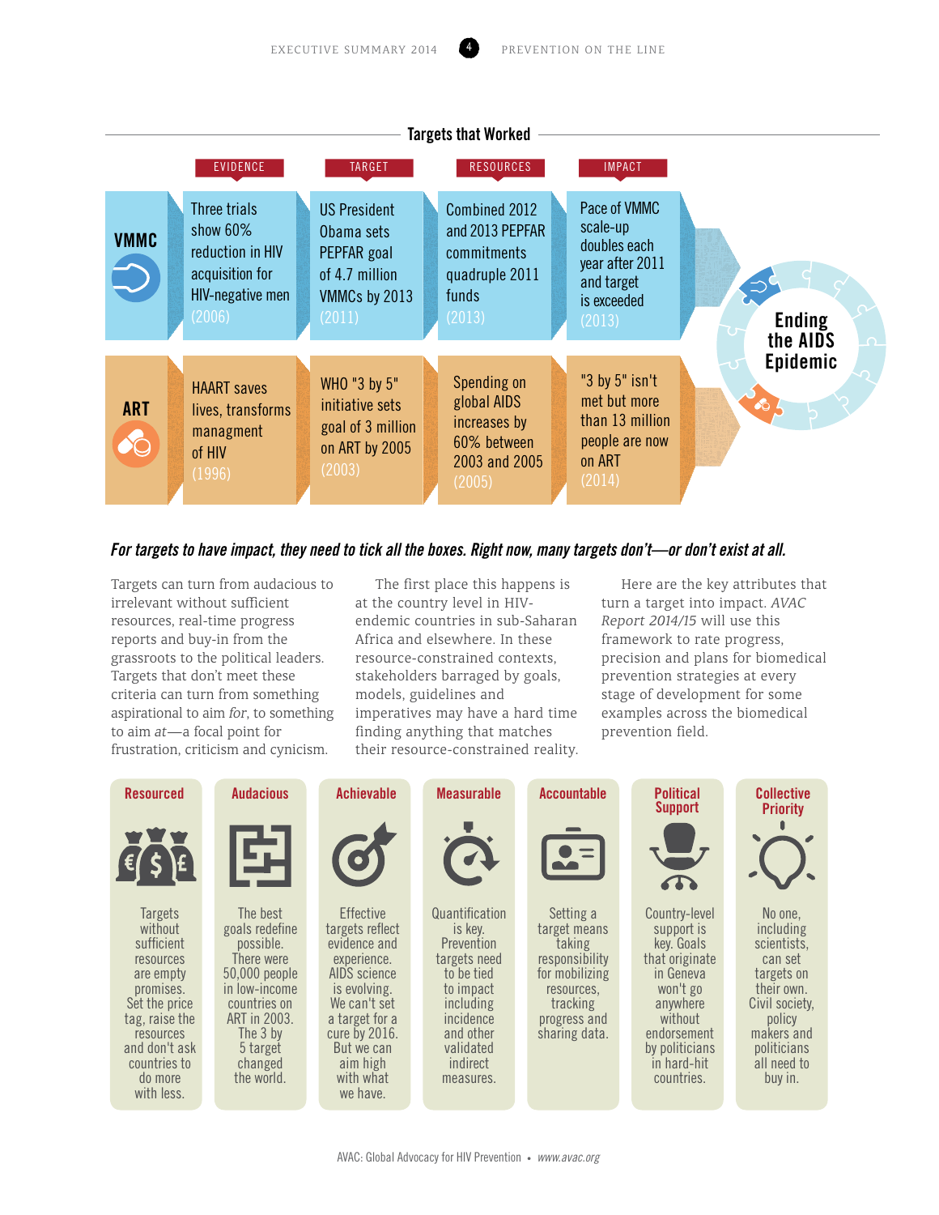## Targets that Worked

| | EVIDENCE | TARGET | RESOURCES | IMPACT |
|---|---|---|---|---|
| **VMMC** | Three trials show 60% reduction in HIV acquisition for HIV-negative men (2006) | US President Obama sets PEPFAR goal of 4.7 million VMMCs by 2013 (2011) | Combined 2012 and 2013 PEPFAR commitments quadruple 2011 funds (2013) | Pace of VMMC scale-up doubles each year after 2011 and target is exceeded (2013) |
| **ART** | HAART saves lives, transforms managment of HIV (1996) | WHO "3 by 5" initiative sets goal of 3 million on ART by 2005 (2003) | Spending on global AIDS increases by 60% between 2003 and 2005 (2005) | "3 by 5" isn't met but more than 13 million people are now on ART (2014) |

Ending the AIDS Epidemic

***For targets to have impact, they need to tick all the boxes. Right now, many targets don't—or don't exist at all.***

Targets can turn from audacious to irrelevant without sufficient resources, real-time progress reports and buy-in from the grassroots to the political leaders. Targets that don't meet these criteria can turn from something aspirational to aim *for*, to something to aim *at*—a focal point for frustration, criticism and cynicism.

The first place this happens is at the country level in HIV-endemic countries in sub-Saharan Africa and elsewhere. In these resource-constrained contexts, stakeholders barraged by goals, models, guidelines and imperatives may have a hard time finding anything that matches their resource-constrained reality.

Here are the key attributes that turn a target into impact. *AVAC Report 2014/15* will use this framework to rate progress, precision and plans for biomedical prevention strategies at every stage of development for some examples across the biomedical prevention field.

**Resourced**

Targets without sufficient resources are empty promises. Set the price tag, raise the resources and don't ask countries to do more with less.

**Audacious**

The best goals redefine possible. There were 50,000 people in low-income countries on ART in 2003. The 3 by 5 target changed the world.

**Achievable**

Effective targets reflect evidence and experience. AIDS science is evolving. We can't set a target for a cure by 2016. But we can aim high with what we have.

**Measurable**

Quantification is key. Prevention targets need to be tied to impact including incidence and other validated indirect measures.

**Accountable**

Setting a target means taking responsibility for mobilizing resources, tracking progress and sharing data.

**Political Support**

Country-level support is key. Goals that originate in Geneva won't go anywhere without endorsement by politicians in hard-hit countries.

**Collective Priority**

No one, including scientists, can set targets on their own. Civil society, policy makers and politicians all need to buy in.

AVAC: Global Advocacy for HIV Prevention • *www.avac.org*